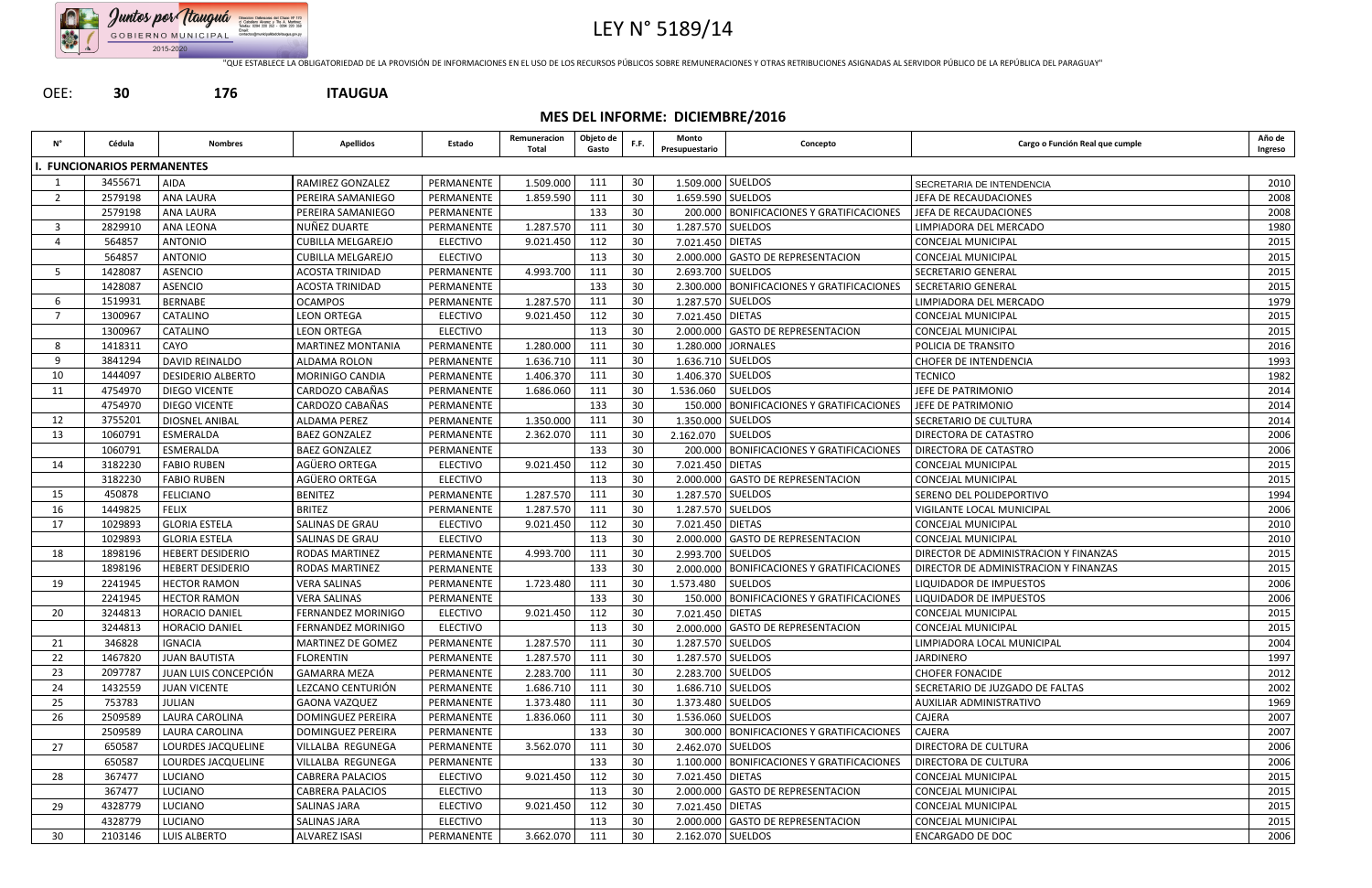# LEY N° 5189/14

"QUE ESTABLECE LA OBLIGATORIEDAD DE LA PROVISIÓN DE INFORMACIONES EN EL USO DE LOS RECURSOS PÚBLICOS SOBRE REMUNERACIONES Y OTRAS RETRIBUCIONES ASIGNADAS AL SERVIDOR PÚBLICO DE LA REPÚBLICA DEL PARAGUAY"

OEE: **30** **176** **ITAUGUA**

## MES DEL INFORME: DICIEMBRE/2016

| N° | Cédula | Nombres | Apellidos | Estado | Remuneracion Total | Objeto de Gasto | F.F. | Monto Presupuestario | Concepto | Cargo o Función Real que cumple | Año de Ingreso |
|---|---|---|---|---|---|---|---|---|---|---|---|
| **I. FUNCIONARIOS PERMANENTES** | | | | | | | | | | | |
| 1 | 3455671 | AIDA | RAMIREZ GONZALEZ | PERMANENTE | 1.509.000 | 111 | 30 | 1.509.000 | SUELDOS | SECRETARIA DE INTENDENCIA | 2010 |
| 2 | 2579198 | ANA LAURA | PEREIRA SAMANIEGO | PERMANENTE | 1.859.590 | 111 | 30 | 1.659.590 | SUELDOS | JEFA DE RECAUDACIONES | 2008 |
| | 2579198 | ANA LAURA | PEREIRA SAMANIEGO | PERMANENTE | | 133 | 30 | 200.000 | BONIFICACIONES Y GRATIFICACIONES | JEFA DE RECAUDACIONES | 2008 |
| 3 | 2829910 | ANA LEONA | NUÑEZ DUARTE | PERMANENTE | 1.287.570 | 111 | 30 | 1.287.570 | SUELDOS | LIMPIADORA DEL MERCADO | 1980 |
| 4 | 564857 | ANTONIO | CUBILLA MELGAREJO | ELECTIVO | 9.021.450 | 112 | 30 | 7.021.450 | DIETAS | CONCEJAL MUNICIPAL | 2015 |
| | 564857 | ANTONIO | CUBILLA MELGAREJO | ELECTIVO | | 113 | 30 | 2.000.000 | GASTO DE REPRESENTACION | CONCEJAL MUNICIPAL | 2015 |
| 5 | 1428087 | ASENCIO | ACOSTA TRINIDAD | PERMANENTE | 4.993.700 | 111 | 30 | 2.693.700 | SUELDOS | SECRETARIO GENERAL | 2015 |
| | 1428087 | ASENCIO | ACOSTA TRINIDAD | PERMANENTE | | 133 | 30 | 2.300.000 | BONIFICACIONES Y GRATIFICACIONES | SECRETARIO GENERAL | 2015 |
| 6 | 1519931 | BERNABE | OCAMPOS | PERMANENTE | 1.287.570 | 111 | 30 | 1.287.570 | SUELDOS | LIMPIADORA DEL MERCADO | 1979 |
| 7 | 1300967 | CATALINO | LEON ORTEGA | ELECTIVO | 9.021.450 | 112 | 30 | 7.021.450 | DIETAS | CONCEJAL MUNICIPAL | 2015 |
| | 1300967 | CATALINO | LEON ORTEGA | ELECTIVO | | 113 | 30 | 2.000.000 | GASTO DE REPRESENTACION | CONCEJAL MUNICIPAL | 2015 |
| 8 | 1418311 | CAYO | MARTINEZ MONTANIA | PERMANENTE | 1.280.000 | 111 | 30 | 1.280.000 | JORNALES | POLICIA DE TRANSITO | 2016 |
| 9 | 3841294 | DAVID REINALDO | ALDAMA ROLON | PERMANENTE | 1.636.710 | 111 | 30 | 1.636.710 | SUELDOS | CHOFER DE INTENDENCIA | 1993 |
| 10 | 1444097 | DESIDERIO ALBERTO | MORINIGO CANDIA | PERMANENTE | 1.406.370 | 111 | 30 | 1.406.370 | SUELDOS | TECNICO | 1982 |
| 11 | 4754970 | DIEGO VICENTE | CARDOZO CABAÑAS | PERMANENTE | 1.686.060 | 111 | 30 | 1.536.060 | SUELDOS | JEFE DE PATRIMONIO | 2014 |
| | 4754970 | DIEGO VICENTE | CARDOZO CABAÑAS | PERMANENTE | | 133 | 30 | 150.000 | BONIFICACIONES Y GRATIFICACIONES | JEFE DE PATRIMONIO | 2014 |
| 12 | 3755201 | DIOSNEL ANIBAL | ALDAMA PEREZ | PERMANENTE | 1.350.000 | 111 | 30 | 1.350.000 | SUELDOS | SECRETARIO DE CULTURA | 2014 |
| 13 | 1060791 | ESMERALDA | BAEZ GONZALEZ | PERMANENTE | 2.362.070 | 111 | 30 | 2.162.070 | SUELDOS | DIRECTORA DE CATASTRO | 2006 |
| | 1060791 | ESMERALDA | BAEZ GONZALEZ | PERMANENTE | | 133 | 30 | 200.000 | BONIFICACIONES Y GRATIFICACIONES | DIRECTORA DE CATASTRO | 2006 |
| 14 | 3182230 | FABIO RUBEN | AGÜERO ORTEGA | ELECTIVO | 9.021.450 | 112 | 30 | 7.021.450 | DIETAS | CONCEJAL MUNICIPAL | 2015 |
| | 3182230 | FABIO RUBEN | AGÜERO ORTEGA | ELECTIVO | | 113 | 30 | 2.000.000 | GASTO DE REPRESENTACION | CONCEJAL MUNICIPAL | 2015 |
| 15 | 450878 | FELICIANO | BENITEZ | PERMANENTE | 1.287.570 | 111 | 30 | 1.287.570 | SUELDOS | SERENO DEL POLIDEPORTIVO | 1994 |
| 16 | 1449825 | FELIX | BRITEZ | PERMANENTE | 1.287.570 | 111 | 30 | 1.287.570 | SUELDOS | VIGILANTE LOCAL MUNICIPAL | 2006 |
| 17 | 1029893 | GLORIA ESTELA | SALINAS DE GRAU | ELECTIVO | 9.021.450 | 112 | 30 | 7.021.450 | DIETAS | CONCEJAL MUNICIPAL | 2010 |
| | 1029893 | GLORIA ESTELA | SALINAS DE GRAU | ELECTIVO | | 113 | 30 | 2.000.000 | GASTO DE REPRESENTACION | CONCEJAL MUNICIPAL | 2010 |
| 18 | 1898196 | HEBERT DESIDERIO | RODAS MARTINEZ | PERMANENTE | 4.993.700 | 111 | 30 | 2.993.700 | SUELDOS | DIRECTOR DE ADMINISTRACION Y FINANZAS | 2015 |
| | 1898196 | HEBERT DESIDERIO | RODAS MARTINEZ | PERMANENTE | | 133 | 30 | 2.000.000 | BONIFICACIONES Y GRATIFICACIONES | DIRECTOR DE ADMINISTRACION Y FINANZAS | 2015 |
| 19 | 2241945 | HECTOR RAMON | VERA SALINAS | PERMANENTE | 1.723.480 | 111 | 30 | 1.573.480 | SUELDOS | LIQUIDADOR DE IMPUESTOS | 2006 |
| | 2241945 | HECTOR RAMON | VERA SALINAS | PERMANENTE | | 133 | 30 | 150.000 | BONIFICACIONES Y GRATIFICACIONES | LIQUIDADOR DE IMPUESTOS | 2006 |
| 20 | 3244813 | HORACIO DANIEL | FERNANDEZ MORINIGO | ELECTIVO | 9.021.450 | 112 | 30 | 7.021.450 | DIETAS | CONCEJAL MUNICIPAL | 2015 |
| | 3244813 | HORACIO DANIEL | FERNANDEZ MORINIGO | ELECTIVO | | 113 | 30 | 2.000.000 | GASTO DE REPRESENTACION | CONCEJAL MUNICIPAL | 2015 |
| 21 | 346828 | IGNACIA | MARTINEZ DE GOMEZ | PERMANENTE | 1.287.570 | 111 | 30 | 1.287.570 | SUELDOS | LIMPIADORA LOCAL MUNICIPAL | 2004 |
| 22 | 1467820 | JUAN BAUTISTA | FLORENTIN | PERMANENTE | 1.287.570 | 111 | 30 | 1.287.570 | SUELDOS | JARDINERO | 1997 |
| 23 | 2097787 | JUAN LUIS CONCEPCIÓN | GAMARRA MEZA | PERMANENTE | 2.283.700 | 111 | 30 | 2.283.700 | SUELDOS | CHOFER FONACIDE | 2012 |
| 24 | 1432559 | JUAN VICENTE | LEZCANO CENTURIÓN | PERMANENTE | 1.686.710 | 111 | 30 | 1.686.710 | SUELDOS | SECRETARIO DE JUZGADO DE FALTAS | 2002 |
| 25 | 753783 | JULIAN | GAONA VAZQUEZ | PERMANENTE | 1.373.480 | 111 | 30 | 1.373.480 | SUELDOS | AUXILIAR ADMINISTRATIVO | 1969 |
| 26 | 2509589 | LAURA CAROLINA | DOMINGUEZ PEREIRA | PERMANENTE | 1.836.060 | 111 | 30 | 1.536.060 | SUELDOS | CAJERA | 2007 |
| | 2509589 | LAURA CAROLINA | DOMINGUEZ PEREIRA | PERMANENTE | | 133 | 30 | 300.000 | BONIFICACIONES Y GRATIFICACIONES | CAJERA | 2007 |
| 27 | 650587 | LOURDES JACQUELINE | VILLALBA REGUNEGA | PERMANENTE | 3.562.070 | 111 | 30 | 2.462.070 | SUELDOS | DIRECTORA DE CULTURA | 2006 |
| | 650587 | LOURDES JACQUELINE | VILLALBA REGUNEGA | PERMANENTE | | 133 | 30 | 1.100.000 | BONIFICACIONES Y GRATIFICACIONES | DIRECTORA DE CULTURA | 2006 |
| 28 | 367477 | LUCIANO | CABRERA PALACIOS | ELECTIVO | 9.021.450 | 112 | 30 | 7.021.450 | DIETAS | CONCEJAL MUNICIPAL | 2015 |
| | 367477 | LUCIANO | CABRERA PALACIOS | ELECTIVO | | 113 | 30 | 2.000.000 | GASTO DE REPRESENTACION | CONCEJAL MUNICIPAL | 2015 |
| 29 | 4328779 | LUCIANO | SALINAS JARA | ELECTIVO | 9.021.450 | 112 | 30 | 7.021.450 | DIETAS | CONCEJAL MUNICIPAL | 2015 |
| | 4328779 | LUCIANO | SALINAS JARA | ELECTIVO | | 113 | 30 | 2.000.000 | GASTO DE REPRESENTACION | CONCEJAL MUNICIPAL | 2015 |
| 30 | 2103146 | LUIS ALBERTO | ALVAREZ ISASI | PERMANENTE | 3.662.070 | 111 | 30 | 2.162.070 | SUELDOS | ENCARGADO DE DOC | 2006 |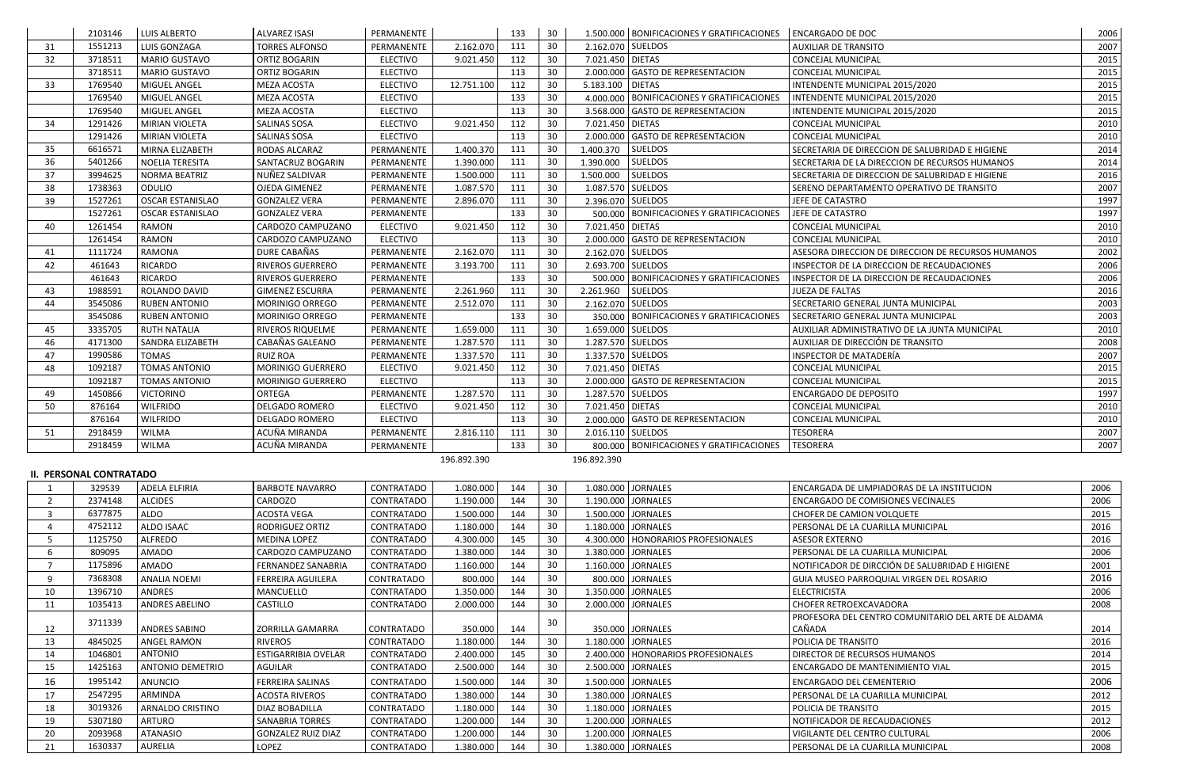| | | | | | | | | | | | |
|---|---|---|---|---|---|---|---|---|---|---|---|
| | 2103146 | LUIS ALBERTO | ALVAREZ ISASI | PERMANENTE | | 133 | 30 | 1.500.000 | BONIFICACIONES Y GRATIFICACIONES | ENCARGADO DE DOC | 2006 |
| 31 | 1551213 | LUIS GONZAGA | TORRES ALFONSO | PERMANENTE | 2.162.070 | 111 | 30 | 2.162.070 | SUELDOS | AUXILIAR DE TRANSITO | 2007 |
| 32 | 3718511 | MARIO GUSTAVO | ORTIZ BOGARIN | ELECTIVO | 9.021.450 | 112 | 30 | 7.021.450 | DIETAS | CONCEJAL MUNICIPAL | 2015 |
| | 3718511 | MARIO GUSTAVO | ORTIZ BOGARIN | ELECTIVO | | 113 | 30 | 2.000.000 | GASTO DE REPRESENTACION | CONCEJAL MUNICIPAL | 2015 |
| 33 | 1769540 | MIGUEL ANGEL | MEZA ACOSTA | ELECTIVO | 12.751.100 | 112 | 30 | 5.183.100 | DIETAS | INTENDENTE MUNICIPAL 2015/2020 | 2015 |
| | 1769540 | MIGUEL ANGEL | MEZA ACOSTA | ELECTIVO | | 133 | 30 | 4.000.000 | BONIFICACIONES Y GRATIFICACIONES | INTENDENTE MUNICIPAL 2015/2020 | 2015 |
| | 1769540 | MIGUEL ANGEL | MEZA ACOSTA | ELECTIVO | | 113 | 30 | 3.568.000 | GASTO DE REPRESENTACION | INTENDENTE MUNICIPAL 2015/2020 | 2015 |
| 34 | 1291426 | MIRIAN VIOLETA | SALINAS SOSA | ELECTIVO | 9.021.450 | 112 | 30 | 7.021.450 | DIETAS | CONCEJAL MUNICIPAL | 2010 |
| | 1291426 | MIRIAN VIOLETA | SALINAS SOSA | ELECTIVO | | 113 | 30 | 2.000.000 | GASTO DE REPRESENTACION | CONCEJAL MUNICIPAL | 2010 |
| 35 | 6616571 | MIRNA ELIZABETH | RODAS ALCARAZ | PERMANENTE | 1.400.370 | 111 | 30 | 1.400.370 | SUELDOS | SECRETARIA DE DIRECCION DE SALUBRIDAD E HIGIENE | 2014 |
| 36 | 5401266 | NOELIA TERESITA | SANTACRUZ BOGARIN | PERMANENTE | 1.390.000 | 111 | 30 | 1.390.000 | SUELDOS | SECRETARIA DE LA DIRECCION DE RECURSOS HUMANOS | 2014 |
| 37 | 3994625 | NORMA BEATRIZ | NUÑEZ SALDIVAR | PERMANENTE | 1.500.000 | 111 | 30 | 1.500.000 | SUELDOS | SECRETARIA DE DIRECCION DE SALUBRIDAD E HIGIENE | 2016 |
| 38 | 1738363 | ODULIO | OJEDA GIMENEZ | PERMANENTE | 1.087.570 | 111 | 30 | 1.087.570 | SUELDOS | SERENO DEPARTAMENTO OPERATIVO DE TRANSITO | 2007 |
| 39 | 1527261 | OSCAR ESTANISLAO | GONZALEZ VERA | PERMANENTE | 2.896.070 | 111 | 30 | 2.396.070 | SUELDOS | JEFE DE CATASTRO | 1997 |
| | 1527261 | OSCAR ESTANISLAO | GONZALEZ VERA | PERMANENTE | | 133 | 30 | 500.000 | BONIFICACIONES Y GRATIFICACIONES | JEFE DE CATASTRO | 1997 |
| 40 | 1261454 | RAMON | CARDOZO CAMPUZANO | ELECTIVO | 9.021.450 | 112 | 30 | 7.021.450 | DIETAS | CONCEJAL MUNICIPAL | 2010 |
| | 1261454 | RAMON | CARDOZO CAMPUZANO | ELECTIVO | | 113 | 30 | 2.000.000 | GASTO DE REPRESENTACION | CONCEJAL MUNICIPAL | 2010 |
| 41 | 1111724 | RAMONA | DURE CABAÑAS | PERMANENTE | 2.162.070 | 111 | 30 | 2.162.070 | SUELDOS | ASESORA DIRECCION DE DIRECCION DE RECURSOS HUMANOS | 2002 |
| 42 | 461643 | RICARDO | RIVEROS GUERRERO | PERMANENTE | 3.193.700 | 111 | 30 | 2.693.700 | SUELDOS | INSPECTOR DE LA DIRECCION DE RECAUDACIONES | 2006 |
| | 461643 | RICARDO | RIVEROS GUERRERO | PERMANENTE | | 133 | 30 | 500.000 | BONIFICACIONES Y GRATIFICACIONES | INSPECTOR DE LA DIRECCION DE RECAUDACIONES | 2006 |
| 43 | 1988591 | ROLANDO DAVID | GIMENEZ ESCURRA | PERMANENTE | 2.261.960 | 111 | 30 | 2.261.960 | SUELDOS | JUEZA DE FALTAS | 2016 |
| 44 | 3545086 | RUBEN ANTONIO | MORINIGO ORREGO | PERMANENTE | 2.512.070 | 111 | 30 | 2.162.070 | SUELDOS | SECRETARIO GENERAL JUNTA MUNICIPAL | 2003 |
| | 3545086 | RUBEN ANTONIO | MORINIGO ORREGO | PERMANENTE | | 133 | 30 | 350.000 | BONIFICACIONES Y GRATIFICACIONES | SECRETARIO GENERAL JUNTA MUNICIPAL | 2003 |
| 45 | 3335705 | RUTH NATALIA | RIVEROS RIQUELME | PERMANENTE | 1.659.000 | 111 | 30 | 1.659.000 | SUELDOS | AUXILIAR ADMINISTRATIVO DE LA JUNTA MUNICIPAL | 2010 |
| 46 | 4171300 | SANDRA ELIZABETH | CABAÑAS GALEANO | PERMANENTE | 1.287.570 | 111 | 30 | 1.287.570 | SUELDOS | AUXILIAR DE DIRECCIÓN DE TRANSITO | 2008 |
| 47 | 1990586 | TOMAS | RUIZ ROA | PERMANENTE | 1.337.570 | 111 | 30 | 1.337.570 | SUELDOS | INSPECTOR DE MATADERÍA | 2007 |
| 48 | 1092187 | TOMAS ANTONIO | MORINIGO GUERRERO | ELECTIVO | 9.021.450 | 112 | 30 | 7.021.450 | DIETAS | CONCEJAL MUNICIPAL | 2015 |
| | 1092187 | TOMAS ANTONIO | MORINIGO GUERRERO | ELECTIVO | | 113 | 30 | 2.000.000 | GASTO DE REPRESENTACION | CONCEJAL MUNICIPAL | 2015 |
| 49 | 1450866 | VICTORINO | ORTEGA | PERMANENTE | 1.287.570 | 111 | 30 | 1.287.570 | SUELDOS | ENCARGADO DE DEPOSITO | 1997 |
| 50 | 876164 | WILFRIDO | DELGADO ROMERO | ELECTIVO | 9.021.450 | 112 | 30 | 7.021.450 | DIETAS | CONCEJAL MUNICIPAL | 2010 |
| | 876164 | WILFRIDO | DELGADO ROMERO | ELECTIVO | | 113 | 30 | 2.000.000 | GASTO DE REPRESENTACION | CONCEJAL MUNICIPAL | 2010 |
| 51 | 2918459 | WILMA | ACUÑA MIRANDA | PERMANENTE | 2.816.110 | 111 | 30 | 2.016.110 | SUELDOS | TESORERA | 2007 |
| | 2918459 | WILMA | ACUÑA MIRANDA | PERMANENTE | | 133 | 30 | 800.000 | BONIFICACIONES Y GRATIFICACIONES | TESORERA | 2007 |
| | | | | | 196.892.390 | | | 196.892.390 | | | |

## II. PERSONAL CONTRATADO

| | | | | | | | | | | | |
|---|---|---|---|---|---|---|---|---|---|---|---|
| 1 | 329539 | ADELA ELFIRIA | BARBOTE NAVARRO | CONTRATADO | 1.080.000 | 144 | 30 | 1.080.000 | JORNALES | ENCARGADA DE LIMPIADORAS DE LA INSTITUCION | 2006 |
| 2 | 2374148 | ALCIDES | CARDOZO | CONTRATADO | 1.190.000 | 144 | 30 | 1.190.000 | JORNALES | ENCARGADO DE COMISIONES VECINALES | 2006 |
| 3 | 6377875 | ALDO | ACOSTA VEGA | CONTRATADO | 1.500.000 | 144 | 30 | 1.500.000 | JORNALES | CHOFER DE CAMION VOLQUETE | 2015 |
| 4 | 4752112 | ALDO ISAAC | RODRIGUEZ ORTIZ | CONTRATADO | 1.180.000 | 144 | 30 | 1.180.000 | JORNALES | PERSONAL DE LA CUARILLA MUNICIPAL | 2016 |
| 5 | 1125750 | ALFREDO | MEDINA LOPEZ | CONTRATADO | 4.300.000 | 145 | 30 | 4.300.000 | HONORARIOS PROFESIONALES | ASESOR EXTERNO | 2016 |
| 6 | 809095 | AMADO | CARDOZO CAMPUZANO | CONTRATADO | 1.380.000 | 144 | 30 | 1.380.000 | JORNALES | PERSONAL DE LA CUARILLA MUNICIPAL | 2006 |
| 7 | 1175896 | AMADO | FERNANDEZ SANABRIA | CONTRATADO | 1.160.000 | 144 | 30 | 1.160.000 | JORNALES | NOTIFICADOR DE DIRCCIÓN DE SALUBRIDAD E HIGIENE | 2001 |
| 9 | 7368308 | ANALIA NOEMI | FERREIRA AGUILERA | CONTRATADO | 800.000 | 144 | 30 | 800.000 | JORNALES | GUIA MUSEO PARROQUIAL VIRGEN DEL ROSARIO | 2016 |
| 10 | 1396710 | ANDRES | MANCUELLO | CONTRATADO | 1.350.000 | 144 | 30 | 1.350.000 | JORNALES | ELECTRICISTA | 2006 |
| 11 | 1035413 | ANDRES ABELINO | CASTILLO | CONTRATADO | 2.000.000 | 144 | 30 | 2.000.000 | JORNALES | CHOFER RETROEXCAVADORA | 2008 |
| 12 | 3711339 | ANDRES SABINO | ZORRILLA GAMARRA | CONTRATADO | 350.000 | 144 | 30 | 350.000 | JORNALES | PROFESORA DEL CENTRO COMUNITARIO DEL ARTE DE ALDAMA CAÑADA | 2014 |
| 13 | 4845025 | ANGEL RAMON | RIVEROS | CONTRATADO | 1.180.000 | 144 | 30 | 1.180.000 | JORNALES | POLICIA DE TRANSITO | 2016 |
| 14 | 1046801 | ANTONIO | ESTIGARRIBIA OVELAR | CONTRATADO | 2.400.000 | 145 | 30 | 2.400.000 | HONORARIOS PROFESIONALES | DIRECTOR DE RECURSOS HUMANOS | 2014 |
| 15 | 1425163 | ANTONIO DEMETRIO | AGUILAR | CONTRATADO | 2.500.000 | 144 | 30 | 2.500.000 | JORNALES | ENCARGADO DE MANTENIMIENTO VIAL | 2015 |
| 16 | 1995142 | ANUNCIO | FERREIRA SALINAS | CONTRATADO | 1.500.000 | 144 | 30 | 1.500.000 | JORNALES | ENCARGADO DEL CEMENTERIO | 2006 |
| 17 | 2547295 | ARMINDA | ACOSTA RIVEROS | CONTRATADO | 1.380.000 | 144 | 30 | 1.380.000 | JORNALES | PERSONAL DE LA CUARILLA MUNICIPAL | 2012 |
| 18 | 3019326 | ARNALDO CRISTINO | DIAZ BOBADILLA | CONTRATADO | 1.180.000 | 144 | 30 | 1.180.000 | JORNALES | POLICIA DE TRANSITO | 2015 |
| 19 | 5307180 | ARTURO | SANABRIA TORRES | CONTRATADO | 1.200.000 | 144 | 30 | 1.200.000 | JORNALES | NOTIFICADOR DE RECAUDACIONES | 2012 |
| 20 | 2093968 | ATANASIO | GONZALEZ RUIZ DIAZ | CONTRATADO | 1.200.000 | 144 | 30 | 1.200.000 | JORNALES | VIGILANTE DEL CENTRO CULTURAL | 2006 |
| 21 | 1630337 | AURELIA | LOPEZ | CONTRATADO | 1.380.000 | 144 | 30 | 1.380.000 | JORNALES | PERSONAL DE LA CUARILLA MUNICIPAL | 2008 |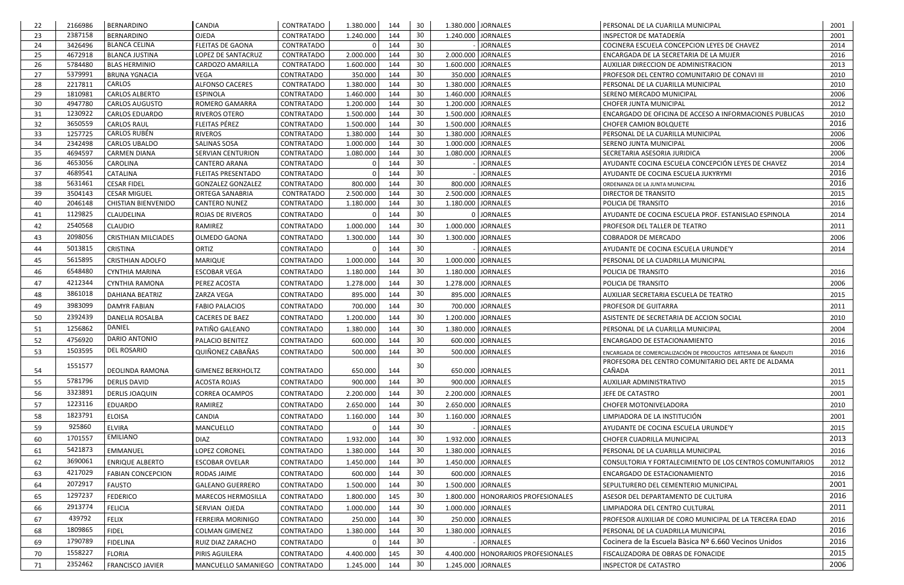| 22 | 2166986 | BERNARDINO | CANDIA | CONTRATADO | 1.380.000 | 144 | 30 | 1.380.000 | JORNALES | PERSONAL DE LA CUARILLA MUNICIPAL | 2001 |
|---|---|---|---|---|---|---|---|---|---|---|---|
| 23 | 2387158 | BERNARDINO | OJEDA | CONTRATADO | 1.240.000 | 144 | 30 | 1.240.000 | JORNALES | INSPECTOR DE MATADERÍA | 2001 |
| 24 | 3426496 | BLANCA CELINA | FLEITAS DE GAONA | CONTRATADO | 0 | 144 | 30 | - | JORNALES | COCINERA ESCUELA CONCEPCION LEYES DE CHAVEZ | 2014 |
| 25 | 4672918 | BLANCA JUSTINA | LOPEZ DE SANTACRUZ | CONTRATADO | 2.000.000 | 144 | 30 | 2.000.000 | JORNALES | ENCARGADA DE LA SECRETARIA DE LA MUJER | 2016 |
| 26 | 5784480 | BLAS HERMINIO | CARDOZO AMARILLA | CONTRATADO | 1.600.000 | 144 | 30 | 1.600.000 | JORNALES | AUXILIAR DIRECCION DE ADMINISTRACION | 2013 |
| 27 | 5379991 | BRUNA YGNACIA | VEGA | CONTRATADO | 350.000 | 144 | 30 | 350.000 | JORNALES | PROFESOR DEL CENTRO COMUNITARIO DE CONAVI III | 2010 |
| 28 | 2217811 | CARLOS | ALFONSO CACERES | CONTRATADO | 1.380.000 | 144 | 30 | 1.380.000 | JORNALES | PERSONAL DE LA CUARILLA MUNICIPAL | 2010 |
| 29 | 1810981 | CARLOS ALBERTO | ESPINOLA | CONTRATADO | 1.460.000 | 144 | 30 | 1.460.000 | JORNALES | SERENO MERCADO MUNICIPAL | 2006 |
| 30 | 4947780 | CARLOS AUGUSTO | ROMERO GAMARRA | CONTRATADO | 1.200.000 | 144 | 30 | 1.200.000 | JORNALES | CHOFER JUNTA MUNICIPAL | 2012 |
| 31 | 1230922 | CARLOS EDUARDO | RIVEROS OTERO | CONTRATADO | 1.500.000 | 144 | 30 | 1.500.000 | JORNALES | ENCARGADO DE OFICINA DE ACCESO A INFORMACIONES PUBLICAS | 2010 |
| 32 | 3650559 | CARLOS RAUL | FLEITAS PÉREZ | CONTRATADO | 1.500.000 | 144 | 30 | 1.500.000 | JORNALES | CHOFER CAMION BOLQUETE | 2016 |
| 33 | 1257725 | CARLOS RUBÉN | RIVEROS | CONTRATADO | 1.380.000 | 144 | 30 | 1.380.000 | JORNALES | PERSONAL DE LA CUARILLA MUNICIPAL | 2006 |
| 34 | 2342498 | CARLOS UBALDO | SALINAS SOSA | CONTRATADO | 1.000.000 | 144 | 30 | 1.000.000 | JORNALES | SERENO JUNTA MUNICIPAL | 2006 |
| 35 | 4694597 | CARMEN DIANA | SERVIAN CENTURION | CONTRATADO | 1.080.000 | 144 | 30 | 1.080.000 | JORNALES | SECRETARIA ASESORIA JURIDICA | 2006 |
| 36 | 4653056 | CAROLINA | CANTERO ARANA | CONTRATADO | 0 | 144 | 30 | - | JORNALES | AYUDANTE COCINA ESCUELA CONCEPCIÓN LEYES DE CHAVEZ | 2014 |
| 37 | 4689541 | CATALINA | FLEITAS PRESENTADO | CONTRATADO | 0 | 144 | 30 | - | JORNALES | AYUDANTE DE COCINA ESCUELA JUKYRYMI | 2016 |
| 38 | 5631461 | CESAR FIDEL | GONZALEZ GONZALEZ | CONTRATADO | 800.000 | 144 | 30 | 800.000 | JORNALES | ORDENANZA DE LA JUNTA MUNICIPAL | 2016 |
| 39 | 3504143 | CESAR MIGUEL | ORTEGA SANABRIA | CONTRATADO | 2.500.000 | 144 | 30 | 2.500.000 | JORNALES | DIRECTOR DE TRANSITO | 2015 |
| 40 | 2046148 | CHISTIAN BIENVENIDO | CANTERO NUNEZ | CONTRATADO | 1.180.000 | 144 | 30 | 1.180.000 | JORNALES | POLICIA DE TRANSITO | 2016 |
| 41 | 1129825 | CLAUDELINA | ROJAS DE RIVEROS | CONTRATADO | 0 | 144 | 30 | 0 | JORNALES | AYUDANTE DE COCINA ESCUELA PROF. ESTANISLAO ESPINOLA | 2014 |
| 42 | 2540568 | CLAUDIO | RAMIREZ | CONTRATADO | 1.000.000 | 144 | 30 | 1.000.000 | JORNALES | PROFESOR DEL TALLER DE TEATRO | 2011 |
| 43 | 2098056 | CRISTHIAN MILCIADES | OLMEDO GAONA | CONTRATADO | 1.300.000 | 144 | 30 | 1.300.000 | JORNALES | COBRADOR DE MERCADO | 2006 |
| 44 | 5013815 | CRISTINA | ORTIZ | CONTRATADO | 0 | 144 | 30 | - | JORNALES | AYUDANTE DE COCINA ESCUELA URUNDE'Y | 2014 |
| 45 | 5615895 | CRISTHIAN ADOLFO | MARIQUE | CONTRATADO | 1.000.000 | 144 | 30 | 1.000.000 | JORNALES | PERSONAL DE LA CUADRILLA MUNICIPAL | |
| 46 | 6548480 | CYNTHIA MARINA | ESCOBAR VEGA | CONTRATADO | 1.180.000 | 144 | 30 | 1.180.000 | JORNALES | POLICIA DE TRANSITO | 2016 |
| 47 | 4212344 | CYNTHIA RAMONA | PEREZ ACOSTA | CONTRATADO | 1.278.000 | 144 | 30 | 1.278.000 | JORNALES | POLICIA DE TRANSITO | 2006 |
| 48 | 3861018 | DAHIANA BEATRIZ | ZARZA VEGA | CONTRATADO | 895.000 | 144 | 30 | 895.000 | JORNALES | AUXILIAR SECRETARIA ESCUELA DE TEATRO | 2015 |
| 49 | 3983099 | DAMYR FABIAN | FABIO PALACIOS | CONTRATADO | 700.000 | 144 | 30 | 700.000 | JORNALES | PROFESOR DE GUITARRA | 2011 |
| 50 | 2392439 | DANELIA ROSALBA | CACERES DE BAEZ | CONTRATADO | 1.200.000 | 144 | 30 | 1.200.000 | JORNALES | ASISTENTE DE SECRETARIA DE ACCION SOCIAL | 2010 |
| 51 | 1256862 | DANIEL | PATIÑO GALEANO | CONTRATADO | 1.380.000 | 144 | 30 | 1.380.000 | JORNALES | PERSONAL DE LA CUARILLA MUNICIPAL | 2004 |
| 52 | 4756920 | DARIO ANTONIO | PALACIO BENITEZ | CONTRATADO | 600.000 | 144 | 30 | 600.000 | JORNALES | ENCARGADO DE ESTACIONAMIENTO | 2016 |
| 53 | 1503595 | DEL ROSARIO | QUIÑONEZ CABAÑAS | CONTRATADO | 500.000 | 144 | 30 | 500.000 | JORNALES | ENCARGADA DE COMERCIALIZACIÓN DE PRODUCTOS ARTESANIA DE ÑANDUTI | 2016 |
| 54 | 1551577 | DEOLINDA RAMONA | GIMENEZ BERKHOLTZ | CONTRATADO | 650.000 | 144 | 30 | 650.000 | JORNALES | PROFESORA DEL CENTRO COMUNITARIO DEL ARTE DE ALDAMA CAÑADA | 2011 |
| 55 | 5781796 | DERLIS DAVID | ACOSTA ROJAS | CONTRATADO | 900.000 | 144 | 30 | 900.000 | JORNALES | AUXILIAR ADMINISTRATIVO | 2015 |
| 56 | 3323891 | DERLIS JOAQUIN | CORREA OCAMPOS | CONTRATADO | 2.200.000 | 144 | 30 | 2.200.000 | JORNALES | JEFE DE CATASTRO | 2001 |
| 57 | 1223116 | EDUARDO | RAMIREZ | CONTRATADO | 2.650.000 | 144 | 30 | 2.650.000 | JORNALES | CHOFER MOTONIVELADORA | 2010 |
| 58 | 1823791 | ELOISA | CANDIA | CONTRATADO | 1.160.000 | 144 | 30 | 1.160.000 | JORNALES | LIMPIADORA DE LA INSTITUCIÓN | 2001 |
| 59 | 925860 | ELVIRA | MANCUELLO | CONTRATADO | 0 | 144 | 30 | - | JORNALES | AYUDANTE DE COCINA ESCUELA URUNDE'Y | 2015 |
| 60 | 1701557 | EMILIANO | DIAZ | CONTRATADO | 1.932.000 | 144 | 30 | 1.932.000 | JORNALES | CHOFER CUADRILLA MUNICIPAL | 2013 |
| 61 | 5421873 | EMMANUEL | LOPEZ CORONEL | CONTRATADO | 1.380.000 | 144 | 30 | 1.380.000 | JORNALES | PERSONAL DE LA CUARILLA MUNICIPAL | 2016 |
| 62 | 3690061 | ENRIQUE ALBERTO | ESCOBAR OVELAR | CONTRATADO | 1.450.000 | 144 | 30 | 1.450.000 | JORNALES | CONSULTORIA Y FORTALECIMIENTO DE LOS CENTROS COMUNITARIOS | 2012 |
| 63 | 4217029 | FABIAN CONCEPCION | RODAS JAIME | CONTRATADO | 600.000 | 144 | 30 | 600.000 | JORNALES | ENCARGADO DE ESTACIONAMIENTO | 2016 |
| 64 | 2072917 | FAUSTO | GALEANO GUERRERO | CONTRATADO | 1.500.000 | 144 | 30 | 1.500.000 | JORNALES | SEPULTURERO DEL CEMENTERIO MUNICIPAL | 2001 |
| 65 | 1297237 | FEDERICO | MARECOS HERMOSILLA | CONTRATADO | 1.800.000 | 145 | 30 | 1.800.000 | HONORARIOS PROFESIONALES | ASESOR DEL DEPARTAMENTO DE CULTURA | 2016 |
| 66 | 2913774 | FELICIA | SERVIAN OJEDA | CONTRATADO | 1.000.000 | 144 | 30 | 1.000.000 | JORNALES | LIMPIADORA DEL CENTRO CULTURAL | 2011 |
| 67 | 439792 | FELIX | FERREIRA MORINIGO | CONTRATADO | 250.000 | 144 | 30 | 250.000 | JORNALES | PROFESOR AUXILIAR DE CORO MUNICIPAL DE LA TERCERA EDAD | 2016 |
| 68 | 1809865 | FIDEL | COLMAN GIMENEZ | CONTRATADO | 1.380.000 | 144 | 30 | 1.380.000 | JORNALES | PERSONAL DE LA CUADRILLA MUNICIPAL | 2016 |
| 69 | 1790789 | FIDELINA | RUIZ DIAZ ZARACHO | CONTRATADO | 0 | 144 | 30 | - | JORNALES | Cocinera de la Escuela Bàsica Nº 6.660 Vecinos Unidos | 2016 |
| 70 | 1558227 | FLORIA | PIRIS AGUILERA | CONTRATADO | 4.400.000 | 145 | 30 | 4.400.000 | HONORARIOS PROFESIONALES | FISCALIZADORA DE OBRAS DE FONACIDE | 2015 |
| 71 | 2352462 | FRANCISCO JAVIER | MANCUELLO SAMANIEGO | CONTRATADO | 1.245.000 | 144 | 30 | 1.245.000 | JORNALES | INSPECTOR DE CATASTRO | 2006 |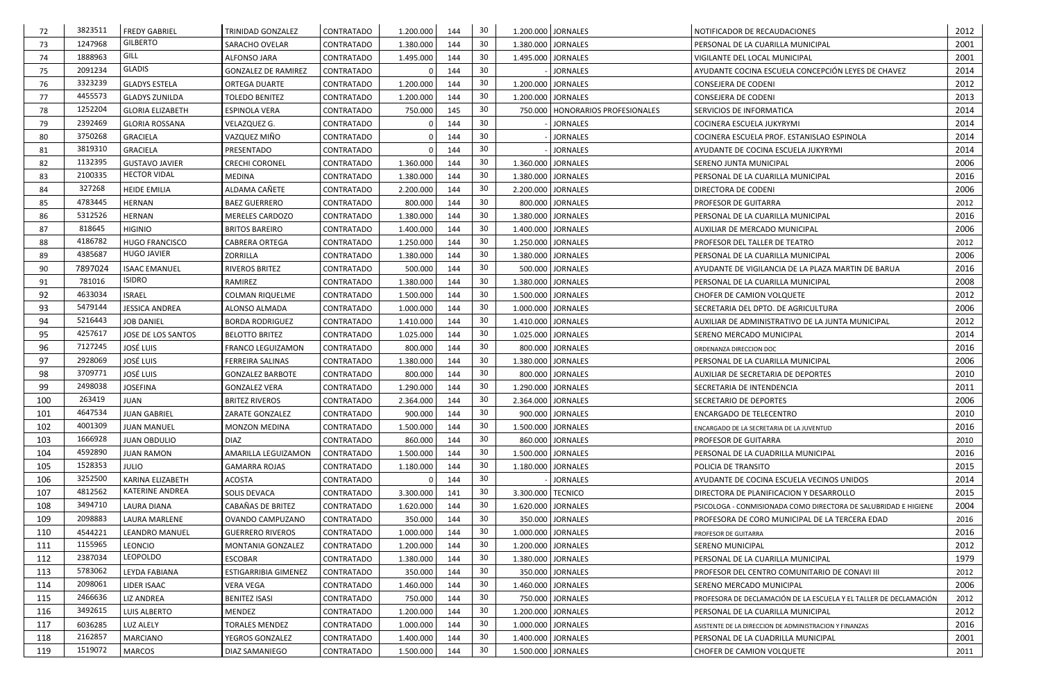| 72 | 3823511 | FREDY GABRIEL | TRINIDAD GONZALEZ | CONTRATADO | 1.200.000 | 144 | 30 | 1.200.000 | JORNALES | NOTIFICADOR DE RECAUDACIONES | 2012 |
|---|---|---|---|---|---|---|---|---|---|---|---|
| 73 | 1247968 | GILBERTO | SARACHO OVELAR | CONTRATADO | 1.380.000 | 144 | 30 | 1.380.000 | JORNALES | PERSONAL DE LA CUARILLA MUNICIPAL | 2001 |
| 74 | 1888963 | GILL | ALFONSO JARA | CONTRATADO | 1.495.000 | 144 | 30 | 1.495.000 | JORNALES | VIGILANTE DEL LOCAL MUNICIPAL | 2001 |
| 75 | 2091234 | GLADIS | GONZALEZ DE RAMIREZ | CONTRATADO | 0 | 144 | 30 | - | JORNALES | AYUDANTE COCINA ESCUELA CONCEPCIÓN LEYES DE CHAVEZ | 2014 |
| 76 | 3323239 | GLADYS ESTELA | ORTEGA DUARTE | CONTRATADO | 1.200.000 | 144 | 30 | 1.200.000 | JORNALES | CONSEJERA DE CODENI | 2012 |
| 77 | 4455573 | GLADYS ZUNILDA | TOLEDO BENITEZ | CONTRATADO | 1.200.000 | 144 | 30 | 1.200.000 | JORNALES | CONSEJERA DE CODENI | 2013 |
| 78 | 1252204 | GLORIA ELIZABETH | ESPINOLA VERA | CONTRATADO | 750.000 | 145 | 30 | 750.000 | HONORARIOS PROFESIONALES | SERVICIOS DE INFORMATICA | 2014 |
| 79 | 2392469 | GLORIA ROSSANA | VELAZQUEZ G. | CONTRATADO | 0 | 144 | 30 | - | JORNALES | COCINERA ESCUELA JUKYRYMI | 2014 |
| 80 | 3750268 | GRACIELA | VAZQUEZ MIÑO | CONTRATADO | 0 | 144 | 30 | - | JORNALES | COCINERA ESCUELA PROF. ESTANISLAO ESPINOLA | 2014 |
| 81 | 3819310 | GRACIELA | PRESENTADO | CONTRATADO | 0 | 144 | 30 | - | JORNALES | AYUDANTE DE COCINA ESCUELA JUKYRYMI | 2014 |
| 82 | 1132395 | GUSTAVO JAVIER | CRECHI CORONEL | CONTRATADO | 1.360.000 | 144 | 30 | 1.360.000 | JORNALES | SERENO JUNTA MUNICIPAL | 2006 |
| 83 | 2100335 | HECTOR VIDAL | MEDINA | CONTRATADO | 1.380.000 | 144 | 30 | 1.380.000 | JORNALES | PERSONAL DE LA CUARILLA MUNICIPAL | 2016 |
| 84 | 327268 | HEIDE EMILIA | ALDAMA CAÑETE | CONTRATADO | 2.200.000 | 144 | 30 | 2.200.000 | JORNALES | DIRECTORA DE CODENI | 2006 |
| 85 | 4783445 | HERNAN | BAEZ GUERRERO | CONTRATADO | 800.000 | 144 | 30 | 800.000 | JORNALES | PROFESOR DE GUITARRA | 2012 |
| 86 | 5312526 | HERNAN | MERELES CARDOZO | CONTRATADO | 1.380.000 | 144 | 30 | 1.380.000 | JORNALES | PERSONAL DE LA CUARILLA MUNICIPAL | 2016 |
| 87 | 818645 | HIGINIO | BRITOS BAREIRO | CONTRATADO | 1.400.000 | 144 | 30 | 1.400.000 | JORNALES | AUXILIAR DE MERCADO MUNICIPAL | 2006 |
| 88 | 4186782 | HUGO FRANCISCO | CABRERA ORTEGA | CONTRATADO | 1.250.000 | 144 | 30 | 1.250.000 | JORNALES | PROFESOR DEL TALLER DE TEATRO | 2012 |
| 89 | 4385687 | HUGO JAVIER | ZORRILLA | CONTRATADO | 1.380.000 | 144 | 30 | 1.380.000 | JORNALES | PERSONAL DE LA CUARILLA MUNICIPAL | 2006 |
| 90 | 7897024 | ISAAC EMANUEL | RIVEROS BRITEZ | CONTRATADO | 500.000 | 144 | 30 | 500.000 | JORNALES | AYUDANTE DE VIGILANCIA DE LA PLAZA MARTIN DE BARUA | 2016 |
| 91 | 781016 | ISIDRO | RAMIREZ | CONTRATADO | 1.380.000 | 144 | 30 | 1.380.000 | JORNALES | PERSONAL DE LA CUARILLA MUNICIPAL | 2008 |
| 92 | 4633034 | ISRAEL | COLMAN RIQUELME | CONTRATADO | 1.500.000 | 144 | 30 | 1.500.000 | JORNALES | CHOFER DE CAMION VOLQUETE | 2012 |
| 93 | 5479144 | JESSICA ANDREA | ALONSO ALMADA | CONTRATADO | 1.000.000 | 144 | 30 | 1.000.000 | JORNALES | SECRETARIA DEL DPTO. DE AGRICULTURA | 2006 |
| 94 | 5216443 | JOB DANIEL | BORDA RODRIGUEZ | CONTRATADO | 1.410.000 | 144 | 30 | 1.410.000 | JORNALES | AUXILIAR DE ADMINISTRATIVO DE LA JUNTA MUNICIPAL | 2012 |
| 95 | 4257617 | JOSE DE LOS SANTOS | BELOTTO BRITEZ | CONTRATADO | 1.025.000 | 144 | 30 | 1.025.000 | JORNALES | SERENO MERCADO MUNICIPAL | 2014 |
| 96 | 7127245 | JOSÉ LUIS | FRANCO LEGUIZAMON | CONTRATADO | 800.000 | 144 | 30 | 800.000 | JORNALES | ORDENANZA DIRECCION DOC | 2016 |
| 97 | 2928069 | JOSÉ LUIS | FERREIRA SALINAS | CONTRATADO | 1.380.000 | 144 | 30 | 1.380.000 | JORNALES | PERSONAL DE LA CUARILLA MUNICIPAL | 2006 |
| 98 | 3709771 | JOSÉ LUIS | GONZALEZ BARBOTE | CONTRATADO | 800.000 | 144 | 30 | 800.000 | JORNALES | AUXILIAR DE SECRETARIA DE DEPORTES | 2010 |
| 99 | 2498038 | JOSEFINA | GONZALEZ VERA | CONTRATADO | 1.290.000 | 144 | 30 | 1.290.000 | JORNALES | SECRETARIA DE INTENDENCIA | 2011 |
| 100 | 263419 | JUAN | BRITEZ RIVEROS | CONTRATADO | 2.364.000 | 144 | 30 | 2.364.000 | JORNALES | SECRETARIO DE DEPORTES | 2006 |
| 101 | 4647534 | JUAN GABRIEL | ZARATE GONZALEZ | CONTRATADO | 900.000 | 144 | 30 | 900.000 | JORNALES | ENCARGADO DE TELECENTRO | 2010 |
| 102 | 4001309 | JUAN MANUEL | MONZON MEDINA | CONTRATADO | 1.500.000 | 144 | 30 | 1.500.000 | JORNALES | ENCARGADO DE LA SECRETARIA DE LA JUVENTUD | 2016 |
| 103 | 1666928 | JUAN OBDULIO | DIAZ | CONTRATADO | 860.000 | 144 | 30 | 860.000 | JORNALES | PROFESOR DE GUITARRA | 2010 |
| 104 | 4592890 | JUAN RAMON | AMARILLA LEGUIZAMON | CONTRATADO | 1.500.000 | 144 | 30 | 1.500.000 | JORNALES | PERSONAL DE LA CUADRILLA MUNICIPAL | 2016 |
| 105 | 1528353 | JULIO | GAMARRA ROJAS | CONTRATADO | 1.180.000 | 144 | 30 | 1.180.000 | JORNALES | POLICIA DE TRANSITO | 2015 |
| 106 | 3252500 | KARINA ELIZABETH | ACOSTA | CONTRATADO | 0 | 144 | 30 | - | JORNALES | AYUDANTE DE COCINA ESCUELA VECINOS UNIDOS | 2014 |
| 107 | 4812562 | KATERINE ANDREA | SOLIS DEVACA | CONTRATADO | 3.300.000 | 141 | 30 | 3.300.000 | TECNICO | DIRECTORA DE PLANIFICACION Y DESARROLLO | 2015 |
| 108 | 3494710 | LAURA DIANA | CABAÑAS DE BRITEZ | CONTRATADO | 1.620.000 | 144 | 30 | 1.620.000 | JORNALES | PSICOLOGA - CONMISIONADA COMO DIRECTORA DE SALUBRIDAD E HIGIENE | 2004 |
| 109 | 2098883 | LAURA MARLENE | OVANDO CAMPUZANO | CONTRATADO | 350.000 | 144 | 30 | 350.000 | JORNALES | PROFESORA DE CORO MUNICIPAL DE LA TERCERA EDAD | 2016 |
| 110 | 4544221 | LEANDRO MANUEL | GUERRERO RIVEROS | CONTRATADO | 1.000.000 | 144 | 30 | 1.000.000 | JORNALES | PROFESOR DE GUITARRA | 2016 |
| 111 | 1155965 | LEONCIO | MONTANIA GONZALEZ | CONTRATADO | 1.200.000 | 144 | 30 | 1.200.000 | JORNALES | SERENO MUNICIPAL | 2012 |
| 112 | 2387034 | LEOPOLDO | ESCOBAR | CONTRATADO | 1.380.000 | 144 | 30 | 1.380.000 | JORNALES | PERSONAL DE LA CUARILLA MUNICIPAL | 1979 |
| 113 | 5783062 | LEYDA FABIANA | ESTIGARRIBIA GIMENEZ | CONTRATADO | 350.000 | 144 | 30 | 350.000 | JORNALES | PROFESOR DEL CENTRO COMUNITARIO DE CONAVI III | 2012 |
| 114 | 2098061 | LIDER ISAAC | VERA VEGA | CONTRATADO | 1.460.000 | 144 | 30 | 1.460.000 | JORNALES | SERENO MERCADO MUNICIPAL | 2006 |
| 115 | 2466636 | LIZ ANDREA | BENITEZ ISASI | CONTRATADO | 750.000 | 144 | 30 | 750.000 | JORNALES | PROFESORA DE DECLAMACIÓN DE LA ESCUELA Y EL TALLER DE DECLAMACIÓN | 2012 |
| 116 | 3492615 | LUIS ALBERTO | MENDEZ | CONTRATADO | 1.200.000 | 144 | 30 | 1.200.000 | JORNALES | PERSONAL DE LA CUARILLA MUNICIPAL | 2012 |
| 117 | 6036285 | LUZ ALELY | TORALES MENDEZ | CONTRATADO | 1.000.000 | 144 | 30 | 1.000.000 | JORNALES | ASISTENTE DE LA DIRECCION DE ADMINISTRACION Y FINANZAS | 2016 |
| 118 | 2162857 | MARCIANO | YEGROS GONZALEZ | CONTRATADO | 1.400.000 | 144 | 30 | 1.400.000 | JORNALES | PERSONAL DE LA CUADRILLA MUNICIPAL | 2001 |
| 119 | 1519072 | MARCOS | DIAZ SAMANIEGO | CONTRATADO | 1.500.000 | 144 | 30 | 1.500.000 | JORNALES | CHOFER DE CAMION VOLQUETE | 2011 |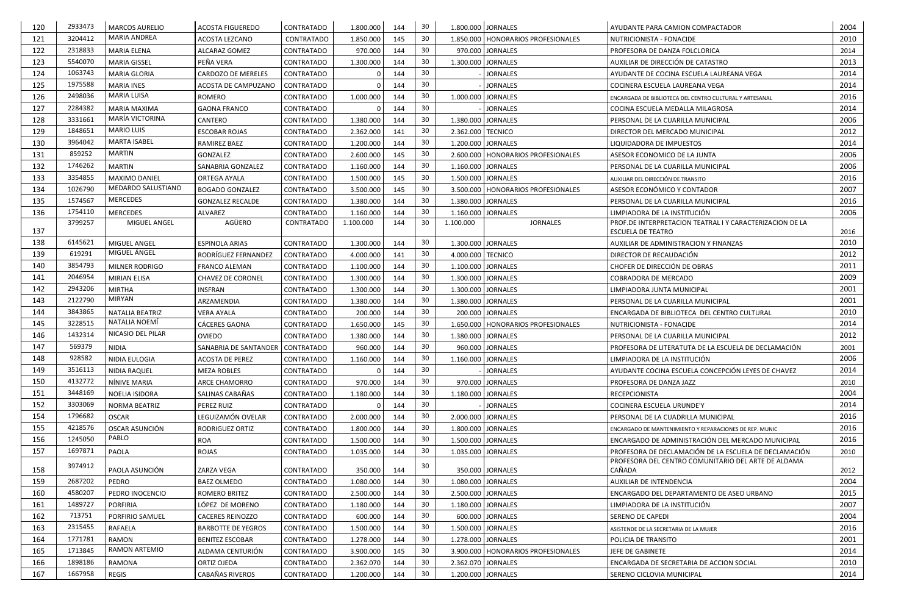| 120 | 2933473 | MARCOS AURELIO | ACOSTA FIGUEREDO | CONTRATADO | 1.800.000 | 144 | 30 | 1.800.000 | JORNALES | AYUDANTE PARA CAMION COMPACTADOR | 2004 |
|---|---|---|---|---|---|---|---|---|---|---|---|
| 121 | 3204412 | MARIA ANDREA | ACOSTA LEZCANO | CONTRATADO | 1.850.000 | 145 | 30 | 1.850.000 | HONORARIOS PROFESIONALES | NUTRICIONISTA - FONACIDE | 2010 |
| 122 | 2318833 | MARIA ELENA | ALCARAZ GOMEZ | CONTRATADO | 970.000 | 144 | 30 | 970.000 | JORNALES | PROFESORA DE DANZA FOLCLORICA | 2014 |
| 123 | 5540070 | MARIA GISSEL | PEÑA VERA | CONTRATADO | 1.300.000 | 144 | 30 | 1.300.000 | JORNALES | AUXILIAR DE DIRECCIÓN DE CATASTRO | 2013 |
| 124 | 1063743 | MARIA GLORIA | CARDOZO DE MERELES | CONTRATADO | 0 | 144 | 30 | - | JORNALES | AYUDANTE DE COCINA ESCUELA LAUREANA VEGA | 2014 |
| 125 | 1975588 | MARIA INES | ACOSTA DE CAMPUZANO | CONTRATADO | 0 | 144 | 30 | - | JORNALES | COCINERA ESCUELA LAUREANA VEGA | 2014 |
| 126 | 2498036 | MARIA LUISA | ROMERO | CONTRATADO | 1.000.000 | 144 | 30 | 1.000.000 | JORNALES | ENCARGADA DE BIBLIOTECA DEL CENTRO CULTURAL Y ARTESANAL | 2016 |
| 127 | 2284382 | MARIA MAXIMA | GAONA FRANCO | CONTRATADO | 0 | 144 | 30 | - | JORNALES | COCINA ESCUELA MEDALLA MILAGROSA | 2014 |
| 128 | 3331661 | MARÍA VICTORINA | CANTERO | CONTRATADO | 1.380.000 | 144 | 30 | 1.380.000 | JORNALES | PERSONAL DE LA CUARILLA MUNICIPAL | 2006 |
| 129 | 1848651 | MARIO LUIS | ESCOBAR ROJAS | CONTRATADO | 2.362.000 | 141 | 30 | 2.362.000 | TECNICO | DIRECTOR DEL MERCADO MUNICIPAL | 2012 |
| 130 | 3964042 | MARTA ISABEL | RAMIREZ BAEZ | CONTRATADO | 1.200.000 | 144 | 30 | 1.200.000 | JORNALES | LIQUIDADORA DE IMPUESTOS | 2014 |
| 131 | 859252 | MARTIN | GONZALEZ | CONTRATADO | 2.600.000 | 145 | 30 | 2.600.000 | HONORARIOS PROFESIONALES | ASESOR ECONOMICO DE LA JUNTA | 2006 |
| 132 | 1746262 | MARTIN | SANABRIA GONZALEZ | CONTRATADO | 1.160.000 | 144 | 30 | 1.160.000 | JORNALES | PERSONAL DE LA CUARILLA MUNICIPAL | 2006 |
| 133 | 3354855 | MAXIMO DANIEL | ORTEGA AYALA | CONTRATADO | 1.500.000 | 145 | 30 | 1.500.000 | JORNALES | AUXILIAR DEL DIRECCIÓN DE TRANSITO | 2016 |
| 134 | 1026790 | MEDARDO SALUSTIANO | BOGADO GONZALEZ | CONTRATADO | 3.500.000 | 145 | 30 | 3.500.000 | HONORARIOS PROFESIONALES | ASESOR ECONÓMICO Y CONTADOR | 2007 |
| 135 | 1574567 | MERCEDES | GONZALEZ RECALDE | CONTRATADO | 1.380.000 | 144 | 30 | 1.380.000 | JORNALES | PERSONAL DE LA CUARILLA MUNICIPAL | 2016 |
| 136 | 1754110 | MERCEDES | ALVAREZ | CONTRATADO | 1.160.000 | 144 | 30 | 1.160.000 | JORNALES | LIMPIADORA DE LA INSTITUCIÓN | 2006 |
| 137 | 3799257 | MIGUEL ANGEL | AGÜERO | CONTRATADO | 1.100.000 | 144 | 30 | 1.100.000 | JORNALES | PROF.DE INTERPRETACION TEATRAL I Y CARACTERIZACION DE LA ESCUELA DE TEATRO | 2016 |
| 138 | 6145621 | MIGUEL ANGEL | ESPINOLA ARIAS | CONTRATADO | 1.300.000 | 144 | 30 | 1.300.000 | JORNALES | AUXILIAR DE ADMINISTRACION Y FINANZAS | 2010 |
| 139 | 619291 | MIGUEL ÁNGEL | RODRÍGUEZ FERNANDEZ | CONTRATADO | 4.000.000 | 141 | 30 | 4.000.000 | TECNICO | DIRECTOR DE RECAUDACIÓN | 2012 |
| 140 | 3854793 | MILNER RODRIGO | FRANCO ALEMAN | CONTRATADO | 1.100.000 | 144 | 30 | 1.100.000 | JORNALES | CHOFER DE DIRECCIÓN DE OBRAS | 2011 |
| 141 | 2046954 | MIRIAN ELISA | CHAVEZ DE CORONEL | CONTRATADO | 1.300.000 | 144 | 30 | 1.300.000 | JORNALES | COBRADORA DE MERCADO | 2009 |
| 142 | 2943206 | MIRTHA | INSFRAN | CONTRATADO | 1.300.000 | 144 | 30 | 1.300.000 | JORNALES | LIMPIADORA JUNTA MUNICIPAL | 2001 |
| 143 | 2122790 | MIRYAN | ARZAMENDIA | CONTRATADO | 1.380.000 | 144 | 30 | 1.380.000 | JORNALES | PERSONAL DE LA CUARILLA MUNICIPAL | 2001 |
| 144 | 3843865 | NATALIA BEATRIZ | VERA AYALA | CONTRATADO | 200.000 | 144 | 30 | 200.000 | JORNALES | ENCARGADA DE BIBLIOTECA DEL CENTRO CULTURAL | 2010 |
| 145 | 3228515 | NATALIA NOEMÍ | CÁCERES GAONA | CONTRATADO | 1.650.000 | 145 | 30 | 1.650.000 | HONORARIOS PROFESIONALES | NUTRICIONISTA - FONACIDE | 2014 |
| 146 | 1432314 | NICASIO DEL PILAR | OVIEDO | CONTRATADO | 1.380.000 | 144 | 30 | 1.380.000 | JORNALES | PERSONAL DE LA CUARILLA MUNICIPAL | 2012 |
| 147 | 569379 | NIDIA | SANABRIA DE SANTANDER | CONTRATADO | 960.000 | 144 | 30 | 960.000 | JORNALES | PROFESORA DE LITERATUTA DE LA ESCUELA DE DECLAMACIÓN | 2001 |
| 148 | 928582 | NIDIA EULOGIA | ACOSTA DE PEREZ | CONTRATADO | 1.160.000 | 144 | 30 | 1.160.000 | JORNALES | LIMPIADORA DE LA INSTITUCIÓN | 2006 |
| 149 | 3516113 | NIDIA RAQUEL | MEZA ROBLES | CONTRATADO | 0 | 144 | 30 | - | JORNALES | AYUDANTE COCINA ESCUELA CONCEPCIÓN LEYES DE CHAVEZ | 2014 |
| 150 | 4132772 | NÍNIVE MARIA | ARCE CHAMORRO | CONTRATADO | 970.000 | 144 | 30 | 970.000 | JORNALES | PROFESORA DE DANZA JAZZ | 2010 |
| 151 | 3448169 | NOELIA ISIDORA | SALINAS CABAÑAS | CONTRATADO | 1.180.000 | 144 | 30 | 1.180.000 | JORNALES | RECEPCIONISTA | 2004 |
| 152 | 3303069 | NORMA BEATRIZ | PEREZ RUIZ | CONTRATADO | 0 | 144 | 30 | - | JORNALES | COCINERA ESCUELA URUNDE'Y | 2014 |
| 154 | 1796682 | OSCAR | LEGUIZAMÓN OVELAR | CONTRATADO | 2.000.000 | 144 | 30 | 2.000.000 | JORNALES | PERSONAL DE LA CUADRILLA MUNICIPAL | 2016 |
| 155 | 4218576 | OSCAR ASUNCIÓN | RODRIGUEZ ORTIZ | CONTRATADO | 1.800.000 | 144 | 30 | 1.800.000 | JORNALES | ENCARGADO DE MANTENIMIENTO Y REPARACIONES DE REP. MUNIC | 2016 |
| 156 | 1245050 | PABLO | ROA | CONTRATADO | 1.500.000 | 144 | 30 | 1.500.000 | JORNALES | ENCARGADO DE ADMINISTRACIÓN DEL MERCADO MUNICIPAL | 2016 |
| 157 | 1697871 | PAOLA | ROJAS | CONTRATADO | 1.035.000 | 144 | 30 | 1.035.000 | JORNALES | PROFESORA DE DECLAMACIÓN DE LA ESCUELA DE DECLAMACIÓN | 2010 |
| 158 | 3974912 | PAOLA ASUNCIÓN | ZARZA VEGA | CONTRATADO | 350.000 | 144 | 30 | 350.000 | JORNALES | PROFESORA DEL CENTRO COMUNITARIO DEL ARTE DE ALDAMA CAÑADA | 2012 |
| 159 | 2687202 | PEDRO | BAEZ OLMEDO | CONTRATADO | 1.080.000 | 144 | 30 | 1.080.000 | JORNALES | AUXILIAR DE INTENDENCIA | 2004 |
| 160 | 4580207 | PEDRO INOCENCIO | ROMERO BRITEZ | CONTRATADO | 2.500.000 | 144 | 30 | 2.500.000 | JORNALES | ENCARGADO DEL DEPARTAMENTO DE ASEO URBANO | 2015 |
| 161 | 1489727 | PORFIRIA | LÓPEZ DE MORENO | CONTRATADO | 1.180.000 | 144 | 30 | 1.180.000 | JORNALES | LIMPIADORA DE LA INSTITUCIÓN | 2007 |
| 162 | 713751 | PORFIRIO SAMUEL | CACERES REINOZZO | CONTRATADO | 600.000 | 144 | 30 | 600.000 | JORNALES | SERENO DE CAPEDI | 2004 |
| 163 | 2315455 | RAFAELA | BARBOTTE DE YEGROS | CONTRATADO | 1.500.000 | 144 | 30 | 1.500.000 | JORNALES | ASISTENDE DE LA SECRETARIA DE LA MUJER | 2016 |
| 164 | 1771781 | RAMON | BENITEZ ESCOBAR | CONTRATADO | 1.278.000 | 144 | 30 | 1.278.000 | JORNALES | POLICIA DE TRANSITO | 2001 |
| 165 | 1713845 | RAMON ARTEMIO | ALDAMA CENTURIÓN | CONTRATADO | 3.900.000 | 145 | 30 | 3.900.000 | HONORARIOS PROFESIONALES | JEFE DE GABINETE | 2014 |
| 166 | 1898186 | RAMONA | ORTIZ OJEDA | CONTRATADO | 2.362.070 | 144 | 30 | 2.362.070 | JORNALES | ENCARGADA DE SECRETARIA DE ACCION SOCIAL | 2010 |
| 167 | 1667958 | REGIS | CABAÑAS RIVEROS | CONTRATADO | 1.200.000 | 144 | 30 | 1.200.000 | JORNALES | SERENO CICLOVIA MUNICIPAL | 2014 |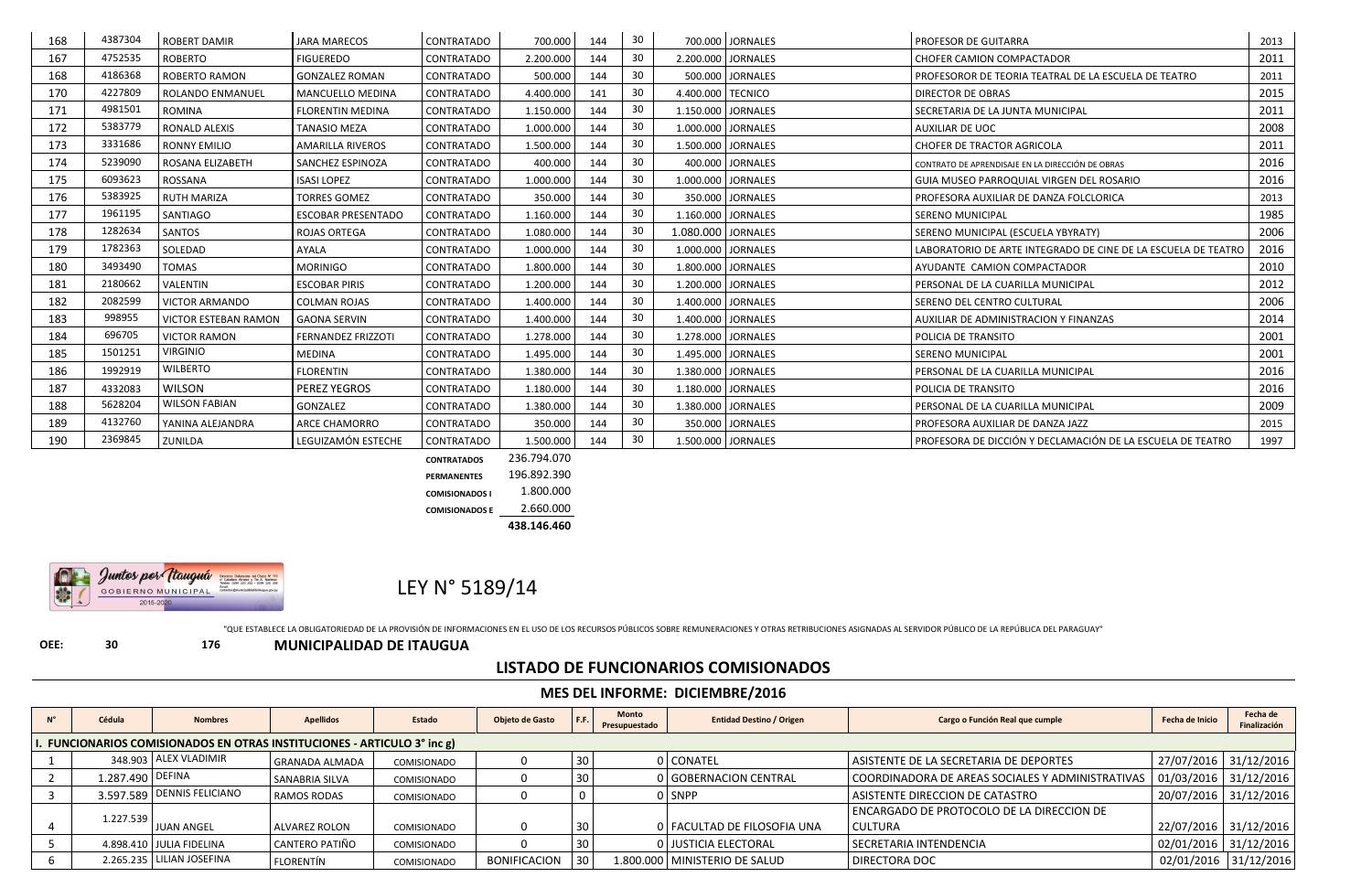| 168 | 4387304 | ROBERT DAMIR | JARA MARECOS | CONTRATADO | 700.000 | 144 | 30 | 700.000 | JORNALES | PROFESOR DE GUITARRA | 2013 |
|---|---|---|---|---|---|---|---|---|---|---|---|
| 167 | 4752535 | ROBERTO | FIGUEREDO | CONTRATADO | 2.200.000 | 144 | 30 | 2.200.000 | JORNALES | CHOFER CAMION COMPACTADOR | 2011 |
| 168 | 4186368 | ROBERTO RAMON | GONZALEZ ROMAN | CONTRATADO | 500.000 | 144 | 30 | 500.000 | JORNALES | PROFESOROR DE TEORIA TEATRAL DE LA ESCUELA DE TEATRO | 2011 |
| 170 | 4227809 | ROLANDO ENMANUEL | MANCUELLO MEDINA | CONTRATADO | 4.400.000 | 141 | 30 | 4.400.000 | TECNICO | DIRECTOR DE OBRAS | 2015 |
| 171 | 4981501 | ROMINA | FLORENTIN MEDINA | CONTRATADO | 1.150.000 | 144 | 30 | 1.150.000 | JORNALES | SECRETARIA DE LA JUNTA MUNICIPAL | 2011 |
| 172 | 5383779 | RONALD ALEXIS | TANASIO MEZA | CONTRATADO | 1.000.000 | 144 | 30 | 1.000.000 | JORNALES | AUXILIAR DE UOC | 2008 |
| 173 | 3331686 | RONNY EMILIO | AMARILLA RIVEROS | CONTRATADO | 1.500.000 | 144 | 30 | 1.500.000 | JORNALES | CHOFER DE TRACTOR AGRICOLA | 2011 |
| 174 | 5239090 | ROSANA ELIZABETH | SANCHEZ ESPINOZA | CONTRATADO | 400.000 | 144 | 30 | 400.000 | JORNALES | CONTRATO DE APRENDISAJE EN LA DIRECCIÓN DE OBRAS | 2016 |
| 175 | 6093623 | ROSSANA | ISASI LOPEZ | CONTRATADO | 1.000.000 | 144 | 30 | 1.000.000 | JORNALES | GUIA MUSEO PARROQUIAL VIRGEN DEL ROSARIO | 2016 |
| 176 | 5383925 | RUTH MARIZA | TORRES GOMEZ | CONTRATADO | 350.000 | 144 | 30 | 350.000 | JORNALES | PROFESORA AUXILIAR DE DANZA FOLCLORICA | 2013 |
| 177 | 1961195 | SANTIAGO | ESCOBAR PRESENTADO | CONTRATADO | 1.160.000 | 144 | 30 | 1.160.000 | JORNALES | SERENO MUNICIPAL | 1985 |
| 178 | 1282634 | SANTOS | ROJAS ORTEGA | CONTRATADO | 1.080.000 | 144 | 30 | 1.080.000 | JORNALES | SERENO MUNICIPAL (ESCUELA YBYRATY) | 2006 |
| 179 | 1782363 | SOLEDAD | AYALA | CONTRATADO | 1.000.000 | 144 | 30 | 1.000.000 | JORNALES | LABORATORIO DE ARTE INTEGRADO DE CINE DE LA ESCUELA DE TEATRO | 2016 |
| 180 | 3493490 | TOMAS | MORINIGO | CONTRATADO | 1.800.000 | 144 | 30 | 1.800.000 | JORNALES | AYUDANTE CAMION COMPACTADOR | 2010 |
| 181 | 2180662 | VALENTIN | ESCOBAR PIRIS | CONTRATADO | 1.200.000 | 144 | 30 | 1.200.000 | JORNALES | PERSONAL DE LA CUARILLA MUNICIPAL | 2012 |
| 182 | 2082599 | VICTOR ARMANDO | COLMAN ROJAS | CONTRATADO | 1.400.000 | 144 | 30 | 1.400.000 | JORNALES | SERENO DEL CENTRO CULTURAL | 2006 |
| 183 | 998955 | VICTOR ESTEBAN RAMON | GAONA SERVIN | CONTRATADO | 1.400.000 | 144 | 30 | 1.400.000 | JORNALES | AUXILIAR DE ADMINISTRACION Y FINANZAS | 2014 |
| 184 | 696705 | VICTOR RAMON | FERNANDEZ FRIZZOTI | CONTRATADO | 1.278.000 | 144 | 30 | 1.278.000 | JORNALES | POLICIA DE TRANSITO | 2001 |
| 185 | 1501251 | VIRGINIO | MEDINA | CONTRATADO | 1.495.000 | 144 | 30 | 1.495.000 | JORNALES | SERENO MUNICIPAL | 2001 |
| 186 | 1992919 | WILBERTO | FLORENTIN | CONTRATADO | 1.380.000 | 144 | 30 | 1.380.000 | JORNALES | PERSONAL DE LA CUARILLA MUNICIPAL | 2016 |
| 187 | 4332083 | WILSON | PEREZ YEGROS | CONTRATADO | 1.180.000 | 144 | 30 | 1.180.000 | JORNALES | POLICIA DE TRANSITO | 2016 |
| 188 | 5628204 | WILSON FABIAN | GONZALEZ | CONTRATADO | 1.380.000 | 144 | 30 | 1.380.000 | JORNALES | PERSONAL DE LA CUARILLA MUNICIPAL | 2009 |
| 189 | 4132760 | YANINA ALEJANDRA | ARCE CHAMORRO | CONTRATADO | 350.000 | 144 | 30 | 350.000 | JORNALES | PROFESORA AUXILIAR DE DANZA JAZZ | 2015 |
| 190 | 2369845 | ZUNILDA | LEGUIZAMÓN ESTECHE | CONTRATADO | 1.500.000 | 144 | 30 | 1.500.000 | JORNALES | PROFESORA DE DICCIÓN Y DECLAMACIÓN DE LA ESCUELA DE TEATRO | 1997 |

| | |
|---|---|
| CONTRATADOS | 236.794.070 |
| PERMANENTES | 196.892.390 |
| COMISIONADOS I | 1.800.000 |
| COMISIONADOS E | 2.660.000 |
| | **438.146.460** |

Juntos por Itauguá — GOBIERNO MUNICIPAL 2015-2020

# LEY N° 5189/14

"QUE ESTABLECE LA OBLIGATORIEDAD DE LA PROVISIÓN DE INFORMACIONES EN EL USO DE LOS RECURSOS PÚBLICOS SOBRE REMUNERACIONES Y OTRAS RETRIBUCIONES ASIGNADAS AL SERVIDOR PÚBLICO DE LA REPÚBLICA DEL PARAGUAY"

**OEE: 30 176 MUNICIPALIDAD DE ITAUGUA**

## LISTADO DE FUNCIONARIOS COMISIONADOS

### MES DEL INFORME: DICIEMBRE/2016

| N° | Cédula | Nombres | Apellidos | Estado | Objeto de Gasto | F.F. | Monto Presupuestado | Entidad Destino / Origen | Cargo o Función Real que cumple | Fecha de Inicio | Fecha de Finalización |
|---|---|---|---|---|---|---|---|---|---|---|---|
| **I. FUNCIONARIOS COMISIONADOS EN OTRAS INSTITUCIONES - ARTICULO 3° inc g)** | | | | | | | | | | | |
| 1 | 348.903 | ALEX VLADIMIR | GRANADA ALMADA | COMISIONADO | 0 | 30 | 0 | CONATEL | ASISTENTE DE LA SECRETARIA DE DEPORTES | 27/07/2016 | 31/12/2016 |
| 2 | 1.287.490 | DEFINA | SANABRIA SILVA | COMISIONADO | 0 | 30 | 0 | GOBERNACION CENTRAL | COORDINADORA DE AREAS SOCIALES Y ADMINISTRATIVAS | 01/03/2016 | 31/12/2016 |
| 3 | 3.597.589 | DENNIS FELICIANO | RAMOS RODAS | COMISIONADO | 0 | 0 | 0 | SNPP | ASISTENTE DIRECCION DE CATASTRO | 20/07/2016 | 31/12/2016 |
| 4 | 1.227.539 | JUAN ANGEL | ALVAREZ ROLON | COMISIONADO | 0 | 30 | 0 | FACULTAD DE FILOSOFIA UNA | ENCARGADO DE PROTOCOLO DE LA DIRECCION DE CULTURA | 22/07/2016 | 31/12/2016 |
| 5 | 4.898.410 | JULIA FIDELINA | CANTERO PATIÑO | COMISIONADO | 0 | 30 | 0 | JUSTICIA ELECTORAL | SECRETARIA INTENDENCIA | 02/01/2016 | 31/12/2016 |
| 6 | 2.265.235 | LILIAN JOSEFINA | FLORENTÍN | COMISIONADO | BONIFICACION | 30 | 1.800.000 | MINISTERIO DE SALUD | DIRECTORA DOC | 02/01/2016 | 31/12/2016 |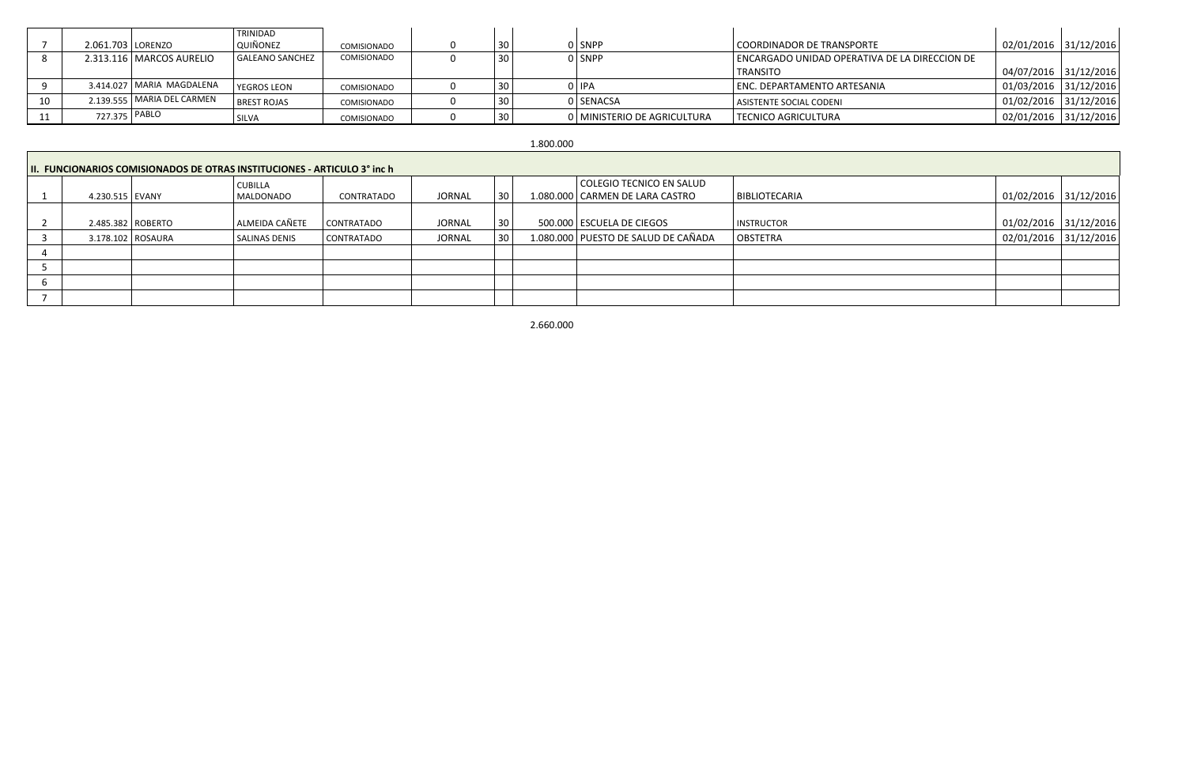| | | | | | | | | | | | |
|---|---|---|---|---|---|---|---|---|---|---|---|
| 7 | 2.061.703 | LORENZO | TRINIDAD QUIÑONEZ | COMISIONADO | 0 | 30 | 0 | SNPP | COORDINADOR DE TRANSPORTE | 02/01/2016 | 31/12/2016 |
| 8 | 2.313.116 | MARCOS AURELIO | GALEANO SANCHEZ | COMISIONADO | 0 | 30 | 0 | SNPP | ENCARGADO UNIDAD OPERATIVA DE LA DIRECCION DE TRANSITO | 04/07/2016 | 31/12/2016 |
| 9 | 3.414.027 | MARIA MAGDALENA | YEGROS LEON | COMISIONADO | 0 | 30 | 0 | IPA | ENC. DEPARTAMENTO ARTESANIA | 01/03/2016 | 31/12/2016 |
| 10 | 2.139.555 | MARIA DEL CARMEN | BREST ROJAS | COMISIONADO | 0 | 30 | 0 | SENACSA | ASISTENTE SOCIAL CODENI | 01/02/2016 | 31/12/2016 |
| 11 | 727.375 | PABLO | SILVA | COMISIONADO | 0 | 30 | 0 | MINISTERIO DE AGRICULTURA | TECNICO AGRICULTURA | 02/01/2016 | 31/12/2016 |

1.800.000

**II. FUNCIONARIOS COMISIONADOS DE OTRAS INSTITUCIONES - ARTICULO 3° inc h**

| | | | | | | | | | | | |
|---|---|---|---|---|---|---|---|---|---|---|---|
| 1 | 4.230.515 | EVANY | CUBILLA MALDONADO | CONTRATADO | JORNAL | 30 | 1.080.000 | COLEGIO TECNICO EN SALUD CARMEN DE LARA CASTRO | BIBLIOTECARIA | 01/02/2016 | 31/12/2016 |
| 2 | 2.485.382 | ROBERTO | ALMEIDA CAÑETE | CONTRATADO | JORNAL | 30 | 500.000 | ESCUELA DE CIEGOS | INSTRUCTOR | 01/02/2016 | 31/12/2016 |
| 3 | 3.178.102 | ROSAURA | SALINAS DENIS | CONTRATADO | JORNAL | 30 | 1.080.000 | PUESTO DE SALUD DE CAÑADA | OBSTETRA | 02/01/2016 | 31/12/2016 |
| 4 | | | | | | | | | | | |
| 5 | | | | | | | | | | | |
| 6 | | | | | | | | | | | |
| 7 | | | | | | | | | | | |

2.660.000